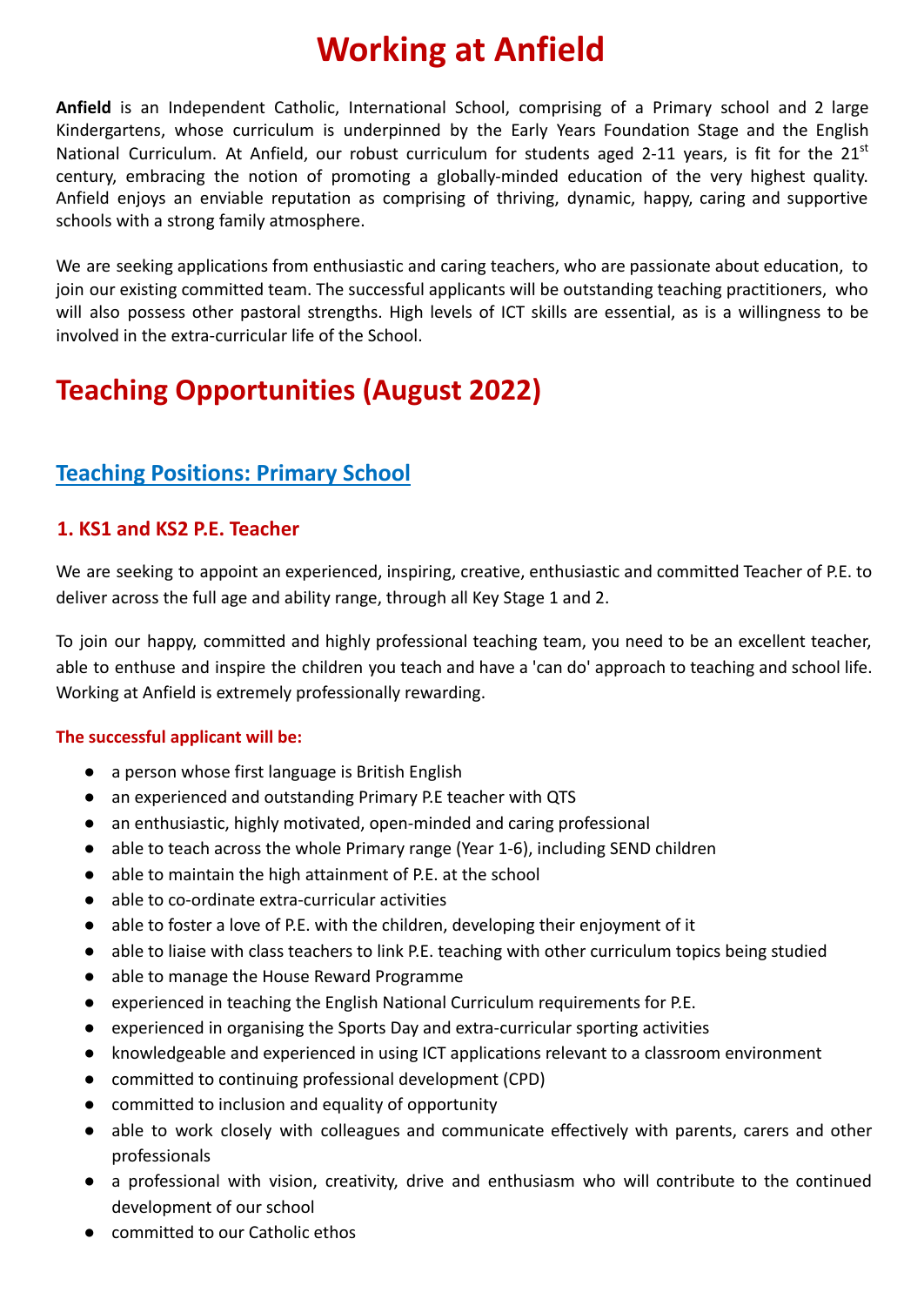# Working at Anfield

**Anfield** is an Independent Catholic, International School, comprising of a Primary school and 2 large Kindergartens, whose curriculum is underpinned by the Early Years Foundation Stage and the English National Curriculum. At Anfield, our robust curriculum for students aged 2-11 years, is fit for the 21st century, embracing the notion of promoting a globally-minded education of the very highest quality. Anfield enjoys an enviable reputation as comprising of thriving, dynamic, happy, caring and supportive schools with a strong family atmosphere.

We are seeking applications from enthusiastic and caring teachers, who are passionate about education, to join our existing committed team. The successful applicants will be outstanding teaching practitioners, who will also possess other pastoral strengths. High levels of ICT skills are essential, as is a willingness to be involved in the extra-curricular life of the School.

# Teaching Opportunities (August 2022)

## Teaching Positions: Primary School

### 1. KS1 and KS2 P.E. Teacher

We are seeking to appoint an experienced, inspiring, creative, enthusiastic and committed Teacher of P.E. to deliver across the full age and ability range, through all Key Stage 1 and 2.

To join our happy, committed and highly professional teaching team, you need to be an excellent teacher, able to enthuse and inspire the children you teach and have a 'can do' approach to teaching and school life. Working at Anfield is extremely professionally rewarding.

**The successful applicant will be:**

- a person whose first language is British English
- an experienced and outstanding Primary P.E teacher with QTS
- an enthusiastic, highly motivated, open-minded and caring professional
- able to teach across the whole Primary range (Year 1-6), including SEND children
- able to maintain the high attainment of P.E. at the school
- able to co-ordinate extra-curricular activities
- able to foster a love of P.E. with the children, developing their enjoyment of it
- able to liaise with class teachers to link P.E. teaching with other curriculum topics being studied
- able to manage the House Reward Programme
- experienced in teaching the English National Curriculum requirements for P.E.
- experienced in organising the Sports Day and extra-curricular sporting activities
- knowledgeable and experienced in using ICT applications relevant to a classroom environment
- committed to continuing professional development (CPD)
- committed to inclusion and equality of opportunity
- able to work closely with colleagues and communicate effectively with parents, carers and other professionals
- a professional with vision, creativity, drive and enthusiasm who will contribute to the continued development of our school
- committed to our Catholic ethos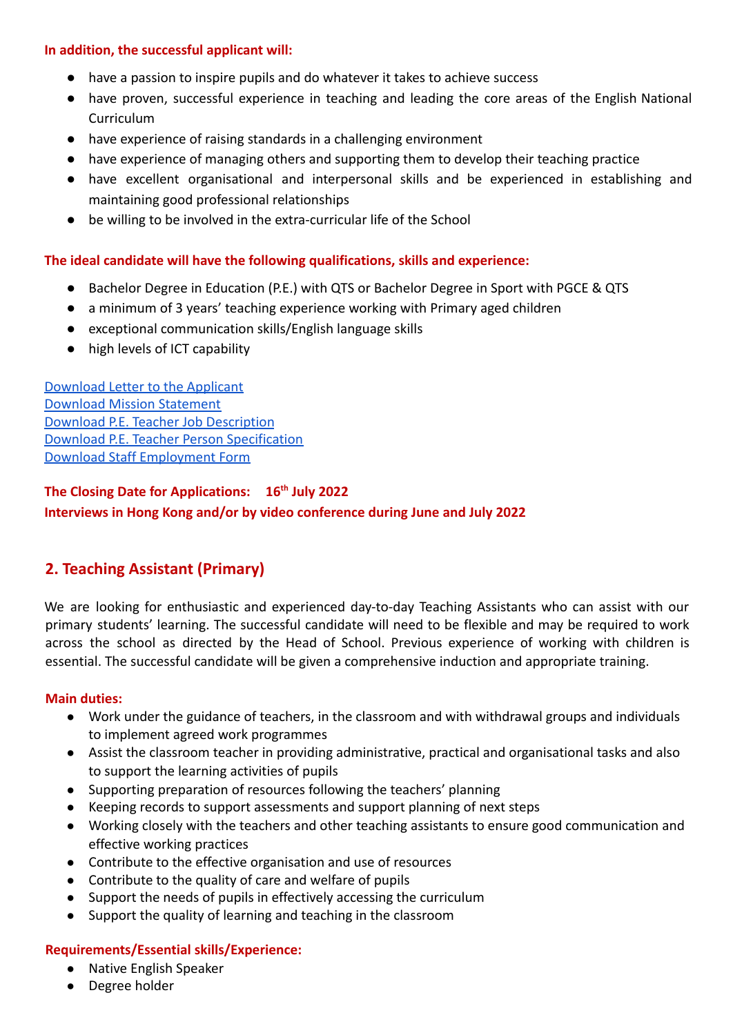**In addition, the successful applicant will:**

- have a passion to inspire pupils and do whatever it takes to achieve success
- have proven, successful experience in teaching and leading the core areas of the English National Curriculum
- have experience of raising standards in a challenging environment
- have experience of managing others and supporting them to develop their teaching practice
- have excellent organisational and interpersonal skills and be experienced in establishing and maintaining good professional relationships
- be willing to be involved in the extra-curricular life of the School

**The ideal candidate will have the following qualifications, skills and experience:**

- Bachelor Degree in Education (P.E.) with QTS or Bachelor Degree in Sport with PGCE & QTS
- a minimum of 3 years' teaching experience working with Primary aged children
- exceptional communication skills/English language skills
- high levels of ICT capability

Download Letter to the Applicant
Download Mission Statement
Download P.E. Teacher Job Description
Download P.E. Teacher Person Specification
Download Staff Employment Form

**The Closing Date for Applications: 16th July 2022**
**Interviews in Hong Kong and/or by video conference during June and July 2022**

## 2. Teaching Assistant (Primary)

We are looking for enthusiastic and experienced day-to-day Teaching Assistants who can assist with our primary students' learning. The successful candidate will need to be flexible and may be required to work across the school as directed by the Head of School. Previous experience of working with children is essential. The successful candidate will be given a comprehensive induction and appropriate training.

**Main duties:**

- Work under the guidance of teachers, in the classroom and with withdrawal groups and individuals to implement agreed work programmes
- Assist the classroom teacher in providing administrative, practical and organisational tasks and also to support the learning activities of pupils
- Supporting preparation of resources following the teachers' planning
- Keeping records to support assessments and support planning of next steps
- Working closely with the teachers and other teaching assistants to ensure good communication and effective working practices
- Contribute to the effective organisation and use of resources
- Contribute to the quality of care and welfare of pupils
- Support the needs of pupils in effectively accessing the curriculum
- Support the quality of learning and teaching in the classroom

**Requirements/Essential skills/Experience:**

- Native English Speaker
- Degree holder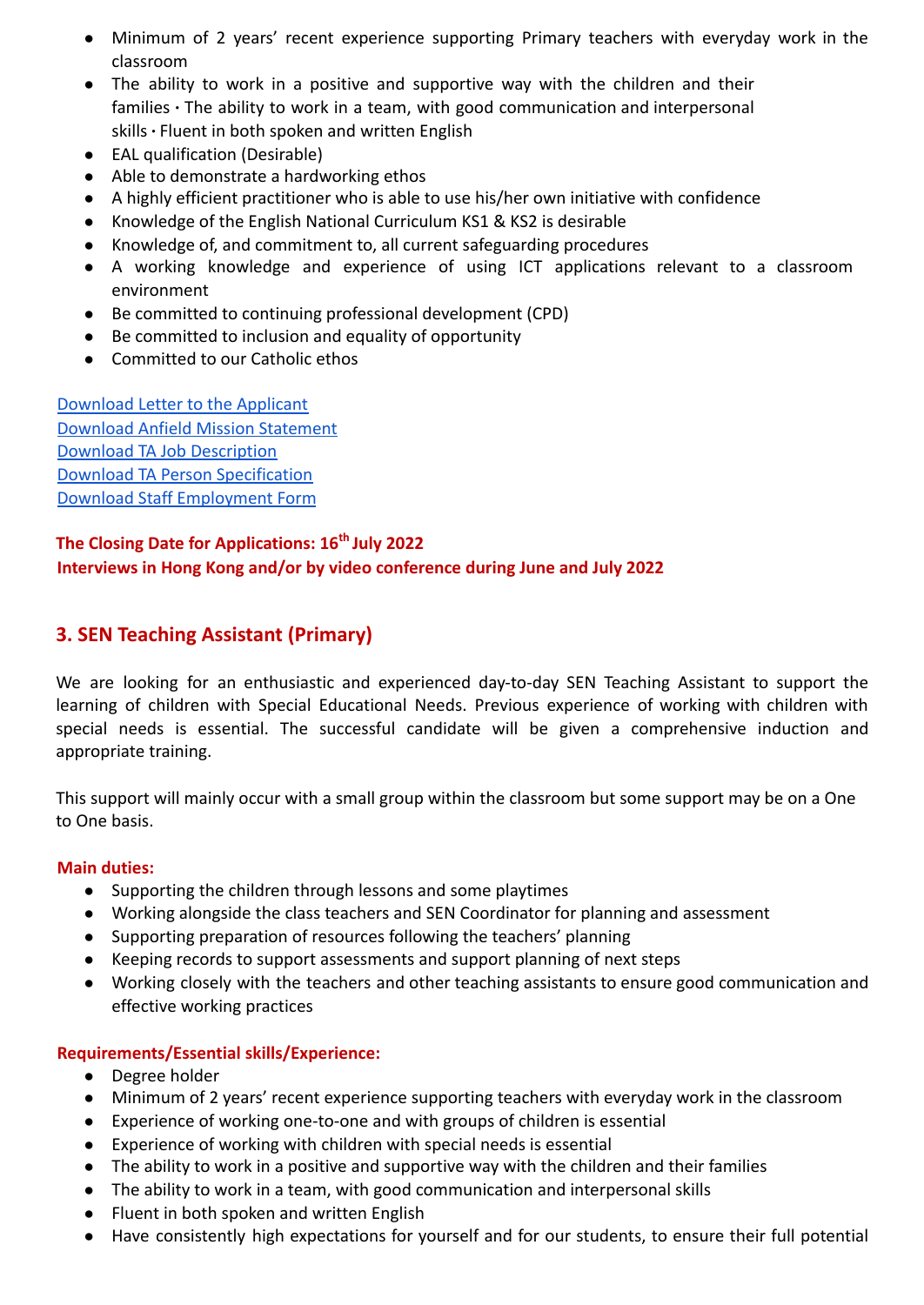- Minimum of 2 years' recent experience supporting Primary teachers with everyday work in the classroom
- The ability to work in a positive and supportive way with the children and their families • The ability to work in a team, with good communication and interpersonal skills • Fluent in both spoken and written English
- EAL qualification (Desirable)
- Able to demonstrate a hardworking ethos
- A highly efficient practitioner who is able to use his/her own initiative with confidence
- Knowledge of the English National Curriculum KS1 & KS2 is desirable
- Knowledge of, and commitment to, all current safeguarding procedures
- A working knowledge and experience of using ICT applications relevant to a classroom environment
- Be committed to continuing professional development (CPD)
- Be committed to inclusion and equality of opportunity
- Committed to our Catholic ethos

Download Letter to the Applicant
Download Anfield Mission Statement
Download TA Job Description
Download TA Person Specification
Download Staff Employment Form

**The Closing Date for Applications: 16th July 2022**
**Interviews in Hong Kong and/or by video conference during June and July 2022**

## 3. SEN Teaching Assistant (Primary)

We are looking for an enthusiastic and experienced day-to-day SEN Teaching Assistant to support the learning of children with Special Educational Needs. Previous experience of working with children with special needs is essential. The successful candidate will be given a comprehensive induction and appropriate training.

This support will mainly occur with a small group within the classroom but some support may be on a One to One basis.

**Main duties:**

- Supporting the children through lessons and some playtimes
- Working alongside the class teachers and SEN Coordinator for planning and assessment
- Supporting preparation of resources following the teachers' planning
- Keeping records to support assessments and support planning of next steps
- Working closely with the teachers and other teaching assistants to ensure good communication and effective working practices

**Requirements/Essential skills/Experience:**

- Degree holder
- Minimum of 2 years' recent experience supporting teachers with everyday work in the classroom
- Experience of working one-to-one and with groups of children is essential
- Experience of working with children with special needs is essential
- The ability to work in a positive and supportive way with the children and their families
- The ability to work in a team, with good communication and interpersonal skills
- Fluent in both spoken and written English
- Have consistently high expectations for yourself and for our students, to ensure their full potential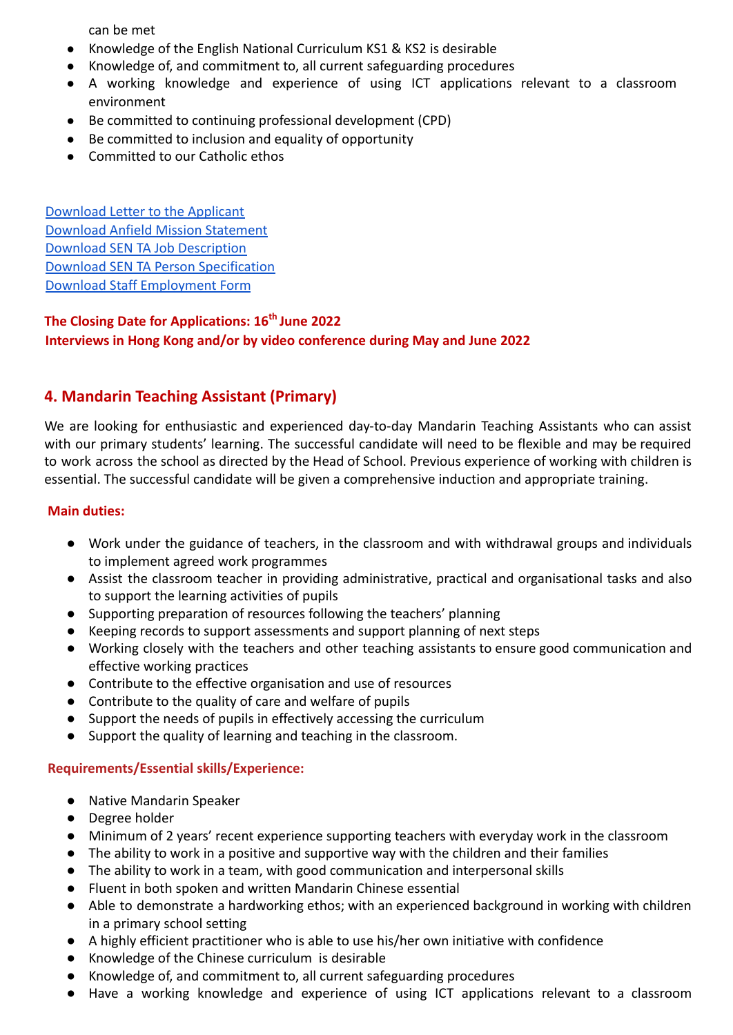can be met

- Knowledge of the English National Curriculum KS1 & KS2 is desirable
- Knowledge of, and commitment to, all current safeguarding procedures
- A working knowledge and experience of using ICT applications relevant to a classroom environment
- Be committed to continuing professional development (CPD)
- Be committed to inclusion and equality of opportunity
- Committed to our Catholic ethos

[Download Letter to the Applicant]
[Download Anfield Mission Statement]
[Download SEN TA Job Description]
[Download SEN TA Person Specification]
[Download Staff Employment Form]

**The Closing Date for Applications: 16th June 2022**
**Interviews in Hong Kong and/or by video conference during May and June 2022**

## 4. Mandarin Teaching Assistant (Primary)

We are looking for enthusiastic and experienced day-to-day Mandarin Teaching Assistants who can assist with our primary students' learning. The successful candidate will need to be flexible and may be required to work across the school as directed by the Head of School. Previous experience of working with children is essential. The successful candidate will be given a comprehensive induction and appropriate training.

**Main duties:**

- Work under the guidance of teachers, in the classroom and with withdrawal groups and individuals to implement agreed work programmes
- Assist the classroom teacher in providing administrative, practical and organisational tasks and also to support the learning activities of pupils
- Supporting preparation of resources following the teachers' planning
- Keeping records to support assessments and support planning of next steps
- Working closely with the teachers and other teaching assistants to ensure good communication and effective working practices
- Contribute to the effective organisation and use of resources
- Contribute to the quality of care and welfare of pupils
- Support the needs of pupils in effectively accessing the curriculum
- Support the quality of learning and teaching in the classroom.

**Requirements/Essential skills/Experience:**

- Native Mandarin Speaker
- Degree holder
- Minimum of 2 years' recent experience supporting teachers with everyday work in the classroom
- The ability to work in a positive and supportive way with the children and their families
- The ability to work in a team, with good communication and interpersonal skills
- Fluent in both spoken and written Mandarin Chinese essential
- Able to demonstrate a hardworking ethos; with an experienced background in working with children in a primary school setting
- A highly efficient practitioner who is able to use his/her own initiative with confidence
- Knowledge of the Chinese curriculum is desirable
- Knowledge of, and commitment to, all current safeguarding procedures
- Have a working knowledge and experience of using ICT applications relevant to a classroom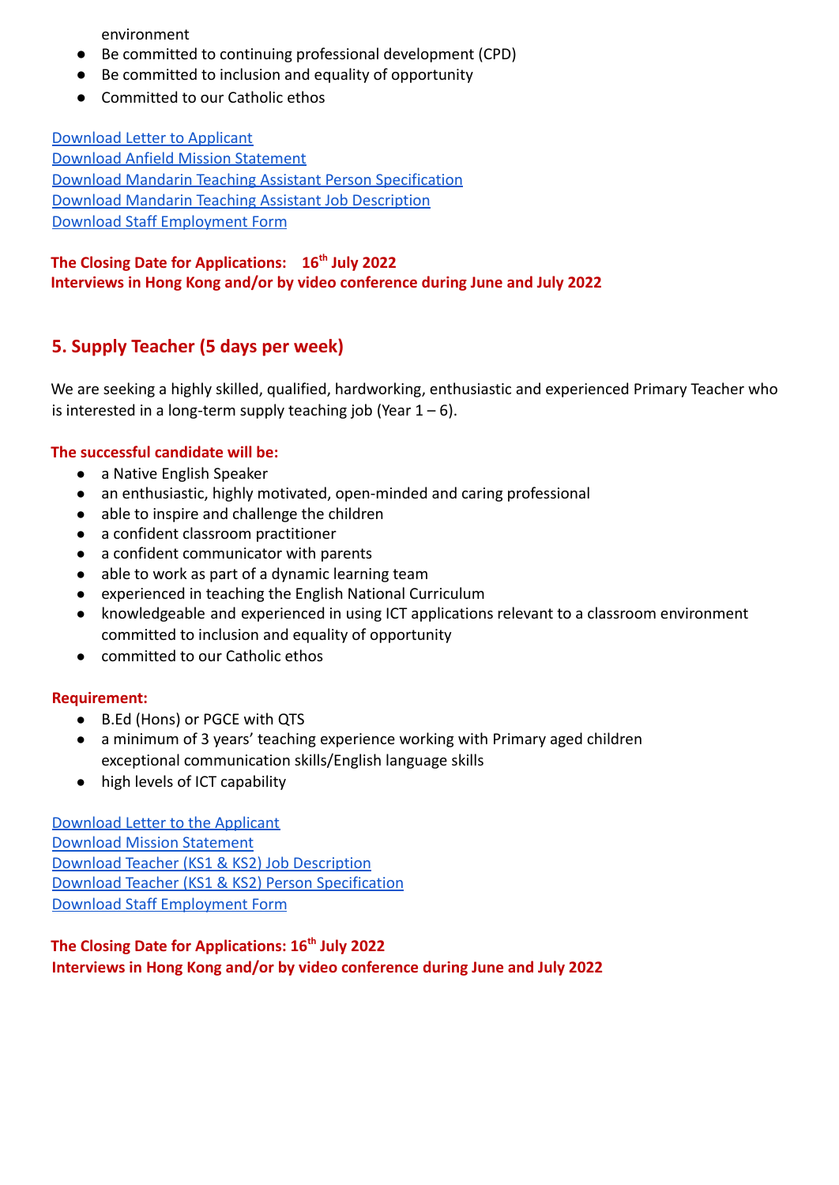environment

- Be committed to continuing professional development (CPD)
- Be committed to inclusion and equality of opportunity
- Committed to our Catholic ethos

Download Letter to Applicant
Download Anfield Mission Statement
Download Mandarin Teaching Assistant Person Specification
Download Mandarin Teaching Assistant Job Description
Download Staff Employment Form

**The Closing Date for Applications: 16th July 2022**
**Interviews in Hong Kong and/or by video conference during June and July 2022**

## 5. Supply Teacher (5 days per week)

We are seeking a highly skilled, qualified, hardworking, enthusiastic and experienced Primary Teacher who is interested in a long-term supply teaching job (Year 1 – 6).

**The successful candidate will be:**

- a Native English Speaker
- an enthusiastic, highly motivated, open-minded and caring professional
- able to inspire and challenge the children
- a confident classroom practitioner
- a confident communicator with parents
- able to work as part of a dynamic learning team
- experienced in teaching the English National Curriculum
- knowledgeable and experienced in using ICT applications relevant to a classroom environment committed to inclusion and equality of opportunity
- committed to our Catholic ethos

**Requirement:**

- B.Ed (Hons) or PGCE with QTS
- a minimum of 3 years' teaching experience working with Primary aged children exceptional communication skills/English language skills
- high levels of ICT capability

Download Letter to the Applicant
Download Mission Statement
Download Teacher (KS1 & KS2) Job Description
Download Teacher (KS1 & KS2) Person Specification
Download Staff Employment Form

**The Closing Date for Applications: 16th July 2022**
**Interviews in Hong Kong and/or by video conference during June and July 2022**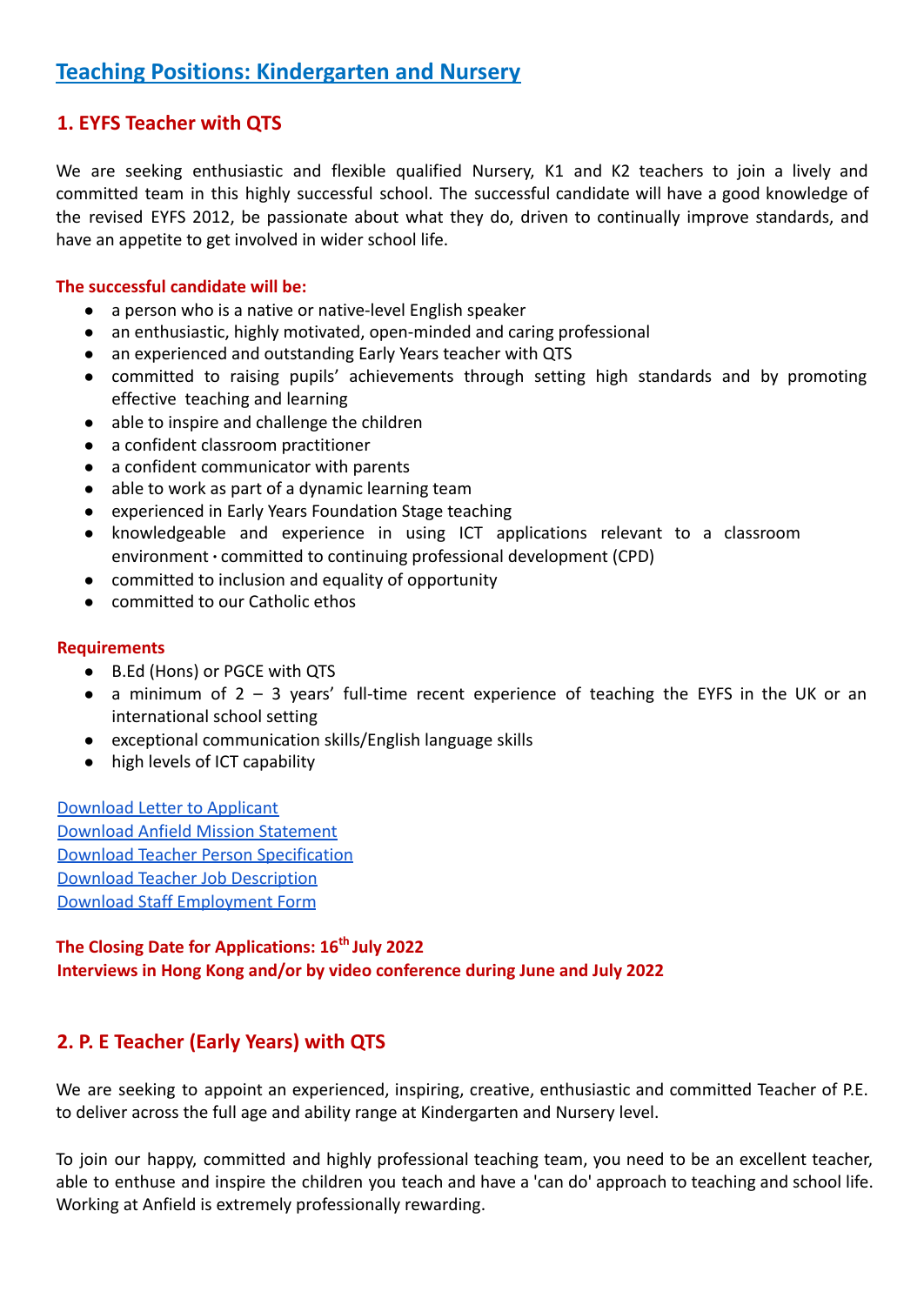# Teaching Positions: Kindergarten and Nursery

## 1. EYFS Teacher with QTS

We are seeking enthusiastic and flexible qualified Nursery, K1 and K2 teachers to join a lively and committed team in this highly successful school. The successful candidate will have a good knowledge of the revised EYFS 2012, be passionate about what they do, driven to continually improve standards, and have an appetite to get involved in wider school life.

**The successful candidate will be:**

- a person who is a native or native-level English speaker
- an enthusiastic, highly motivated, open-minded and caring professional
- an experienced and outstanding Early Years teacher with QTS
- committed to raising pupils' achievements through setting high standards and by promoting effective teaching and learning
- able to inspire and challenge the children
- a confident classroom practitioner
- a confident communicator with parents
- able to work as part of a dynamic learning team
- experienced in Early Years Foundation Stage teaching
- knowledgeable and experience in using ICT applications relevant to a classroom environment • committed to continuing professional development (CPD)
- committed to inclusion and equality of opportunity
- committed to our Catholic ethos

**Requirements**

- B.Ed (Hons) or PGCE with QTS
- a minimum of 2 – 3 years' full-time recent experience of teaching the EYFS in the UK or an international school setting
- exceptional communication skills/English language skills
- high levels of ICT capability

Download Letter to Applicant
Download Anfield Mission Statement
Download Teacher Person Specification
Download Teacher Job Description
Download Staff Employment Form

**The Closing Date for Applications: 16th July 2022**
**Interviews in Hong Kong and/or by video conference during June and July 2022**

## 2. P. E Teacher (Early Years) with QTS

We are seeking to appoint an experienced, inspiring, creative, enthusiastic and committed Teacher of P.E. to deliver across the full age and ability range at Kindergarten and Nursery level.

To join our happy, committed and highly professional teaching team, you need to be an excellent teacher, able to enthuse and inspire the children you teach and have a 'can do' approach to teaching and school life. Working at Anfield is extremely professionally rewarding.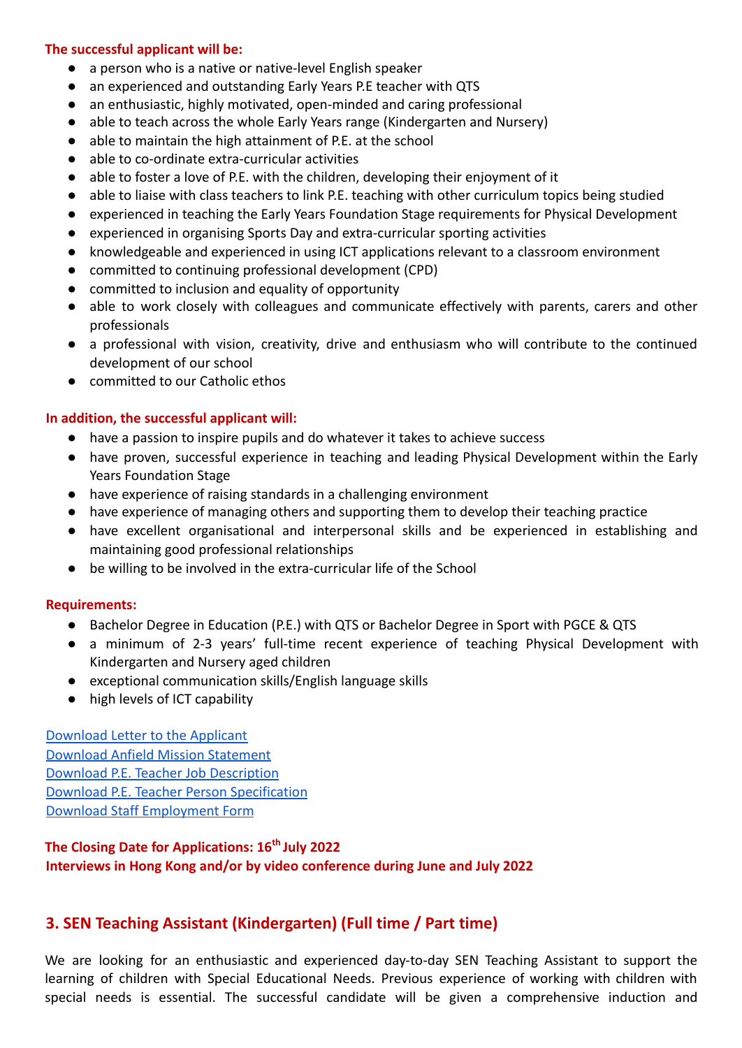**The successful applicant will be:**

- a person who is a native or native-level English speaker
- an experienced and outstanding Early Years P.E teacher with QTS
- an enthusiastic, highly motivated, open-minded and caring professional
- able to teach across the whole Early Years range (Kindergarten and Nursery)
- able to maintain the high attainment of P.E. at the school
- able to co-ordinate extra-curricular activities
- able to foster a love of P.E. with the children, developing their enjoyment of it
- able to liaise with class teachers to link P.E. teaching with other curriculum topics being studied
- experienced in teaching the Early Years Foundation Stage requirements for Physical Development
- experienced in organising Sports Day and extra-curricular sporting activities
- knowledgeable and experienced in using ICT applications relevant to a classroom environment
- committed to continuing professional development (CPD)
- committed to inclusion and equality of opportunity
- able to work closely with colleagues and communicate effectively with parents, carers and other professionals
- a professional with vision, creativity, drive and enthusiasm who will contribute to the continued development of our school
- committed to our Catholic ethos

**In addition, the successful applicant will:**

- have a passion to inspire pupils and do whatever it takes to achieve success
- have proven, successful experience in teaching and leading Physical Development within the Early Years Foundation Stage
- have experience of raising standards in a challenging environment
- have experience of managing others and supporting them to develop their teaching practice
- have excellent organisational and interpersonal skills and be experienced in establishing and maintaining good professional relationships
- be willing to be involved in the extra-curricular life of the School

**Requirements:**

- Bachelor Degree in Education (P.E.) with QTS or Bachelor Degree in Sport with PGCE & QTS
- a minimum of 2-3 years' full-time recent experience of teaching Physical Development with Kindergarten and Nursery aged children
- exceptional communication skills/English language skills
- high levels of ICT capability

Download Letter to the Applicant
Download Anfield Mission Statement
Download P.E. Teacher Job Description
Download P.E. Teacher Person Specification
Download Staff Employment Form

**The Closing Date for Applications: 16th July 2022**
**Interviews in Hong Kong and/or by video conference during June and July 2022**

## 3. SEN Teaching Assistant (Kindergarten) (Full time / Part time)

We are looking for an enthusiastic and experienced day-to-day SEN Teaching Assistant to support the learning of children with Special Educational Needs. Previous experience of working with children with special needs is essential. The successful candidate will be given a comprehensive induction and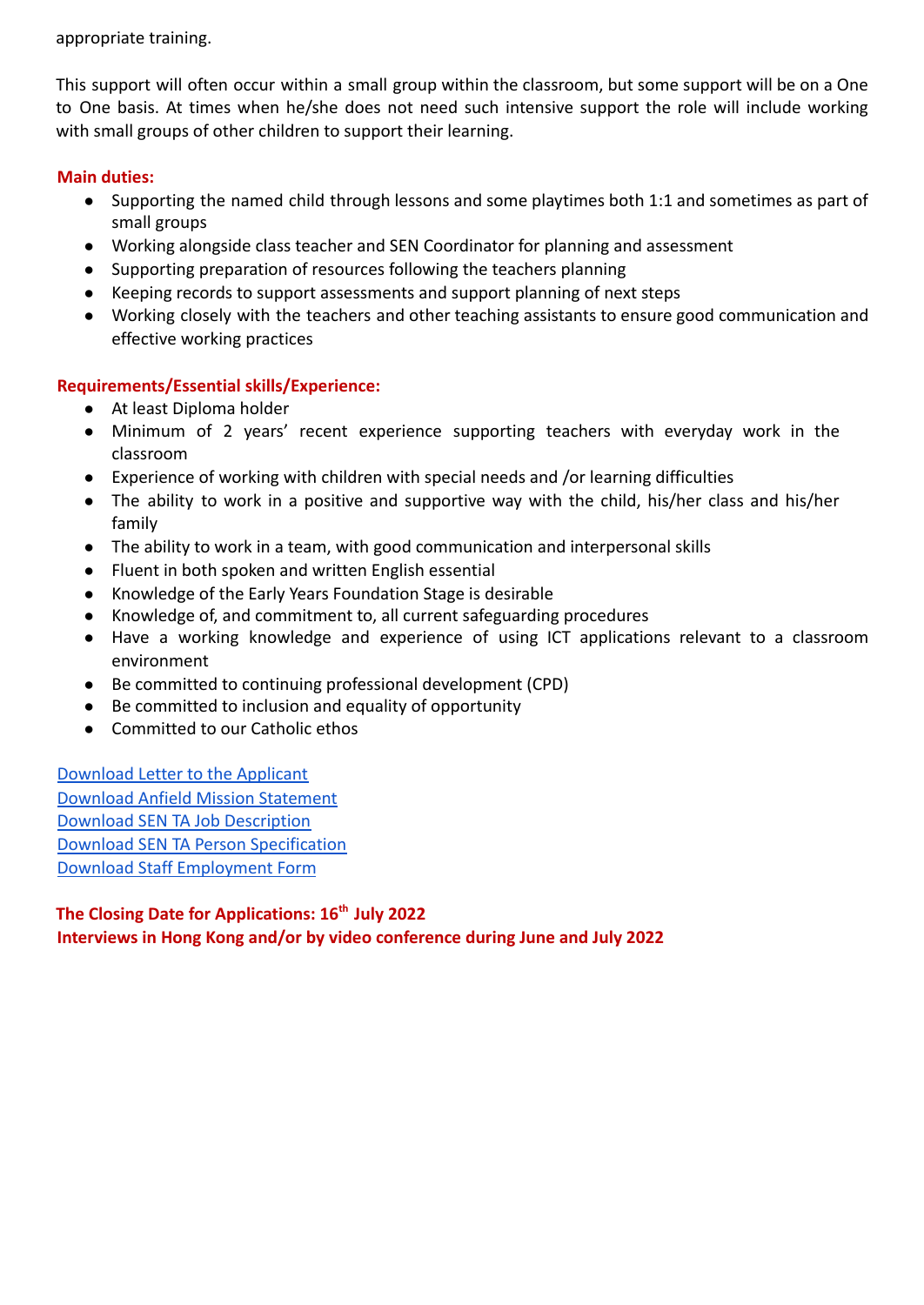appropriate training.

This support will often occur within a small group within the classroom, but some support will be on a One to One basis. At times when he/she does not need such intensive support the role will include working with small groups of other children to support their learning.

**Main duties:**

- Supporting the named child through lessons and some playtimes both 1:1 and sometimes as part of small groups
- Working alongside class teacher and SEN Coordinator for planning and assessment
- Supporting preparation of resources following the teachers planning
- Keeping records to support assessments and support planning of next steps
- Working closely with the teachers and other teaching assistants to ensure good communication and effective working practices

**Requirements/Essential skills/Experience:**

- At least Diploma holder
- Minimum of 2 years' recent experience supporting teachers with everyday work in the classroom
- Experience of working with children with special needs and /or learning difficulties
- The ability to work in a positive and supportive way with the child, his/her class and his/her family
- The ability to work in a team, with good communication and interpersonal skills
- Fluent in both spoken and written English essential
- Knowledge of the Early Years Foundation Stage is desirable
- Knowledge of, and commitment to, all current safeguarding procedures
- Have a working knowledge and experience of using ICT applications relevant to a classroom environment
- Be committed to continuing professional development (CPD)
- Be committed to inclusion and equality of opportunity
- Committed to our Catholic ethos

Download Letter to the Applicant
Download Anfield Mission Statement
Download SEN TA Job Description
Download SEN TA Person Specification
Download Staff Employment Form

**The Closing Date for Applications: 16th July 2022**
**Interviews in Hong Kong and/or by video conference during June and July 2022**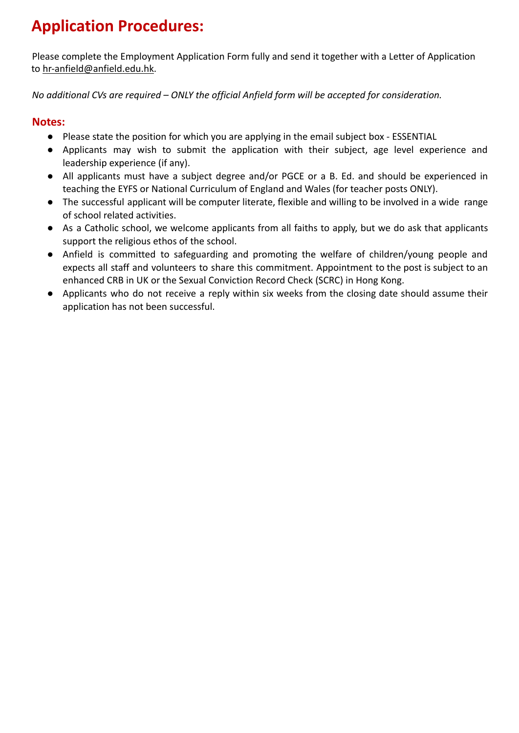# Application Procedures:

Please complete the Employment Application Form fully and send it together with a Letter of Application to hr-anfield@anfield.edu.hk.

*No additional CVs are required – ONLY the official Anfield form will be accepted for consideration.*

## Notes:

- Please state the position for which you are applying in the email subject box - ESSENTIAL
- Applicants may wish to submit the application with their subject, age level experience and leadership experience (if any).
- All applicants must have a subject degree and/or PGCE or a B. Ed. and should be experienced in teaching the EYFS or National Curriculum of England and Wales (for teacher posts ONLY).
- The successful applicant will be computer literate, flexible and willing to be involved in a wide range of school related activities.
- As a Catholic school, we welcome applicants from all faiths to apply, but we do ask that applicants support the religious ethos of the school.
- Anfield is committed to safeguarding and promoting the welfare of children/young people and expects all staff and volunteers to share this commitment. Appointment to the post is subject to an enhanced CRB in UK or the Sexual Conviction Record Check (SCRC) in Hong Kong.
- Applicants who do not receive a reply within six weeks from the closing date should assume their application has not been successful.